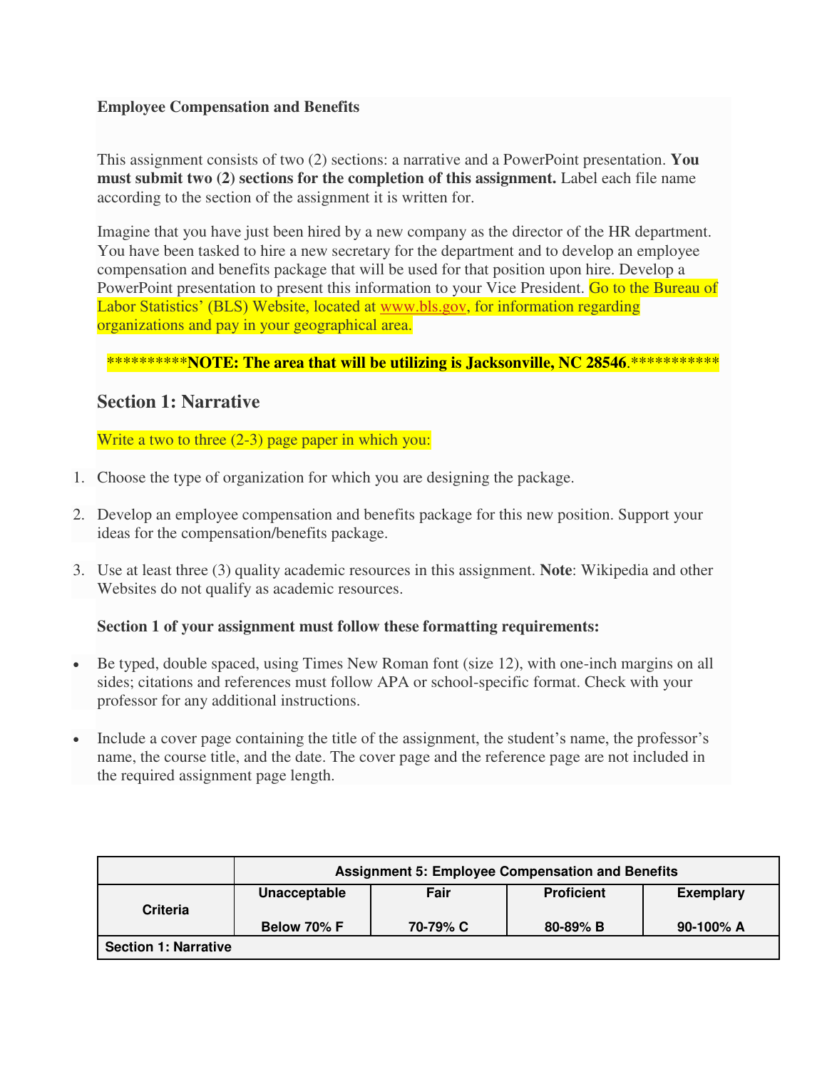**Employee Compensation and Benefits**

This assignment consists of two (2) sections: a narrative and a PowerPoint presentation. **You must submit two (2) sections for the completion of this assignment.** Label each file name according to the section of the assignment it is written for.

Imagine that you have just been hired by a new company as the director of the HR department. You have been tasked to hire a new secretary for the department and to develop an employee compensation and benefits package that will be used for that position upon hire. Develop a PowerPoint presentation to present this information to your Vice President. Go to the Bureau of Labor Statistics' (BLS) Website, located at www.bls.gov, for information regarding organizations and pay in your geographical area.

**********NOTE: The area that will be utilizing is Jacksonville, NC 28546.***********

## Section 1: Narrative

Write a two to three (2-3) page paper in which you:

1. Choose the type of organization for which you are designing the package.
2. Develop an employee compensation and benefits package for this new position. Support your ideas for the compensation/benefits package.
3. Use at least three (3) quality academic resources in this assignment. **Note**: Wikipedia and other Websites do not qualify as academic resources.

**Section 1 of your assignment must follow these formatting requirements:**

- Be typed, double spaced, using Times New Roman font (size 12), with one-inch margins on all sides; citations and references must follow APA or school-specific format. Check with your professor for any additional instructions.
- Include a cover page containing the title of the assignment, the student's name, the professor's name, the course title, and the date. The cover page and the reference page are not included in the required assignment page length.

| | **Assignment 5: Employee Compensation and Benefits** | | | |
|---|---|---|---|---|
| **Criteria** | **Unacceptable**<br>**Below 70% F** | **Fair**<br>**70-79% C** | **Proficient**<br>**80-89% B** | **Exemplary**<br>**90-100% A** |
| **Section 1: Narrative** | | | | |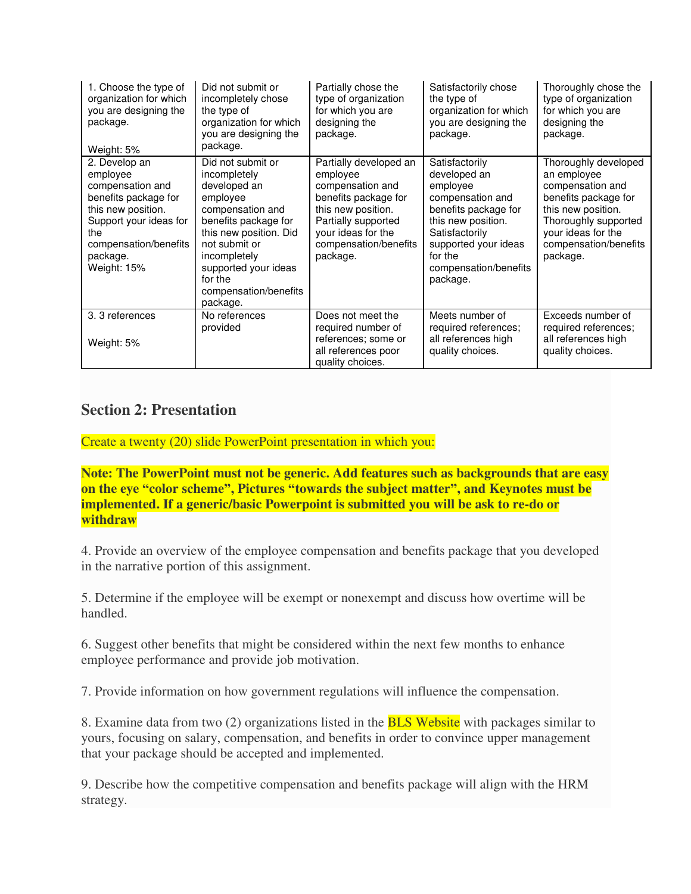| 1. Choose the type of organization for which you are designing the package.<br><br>Weight: 5% | Did not submit or incompletely chose the type of organization for which you are designing the package. | Partially chose the type of organization for which you are designing the package. | Satisfactorily chose the type of organization for which you are designing the package. | Thoroughly chose the type of organization for which you are designing the package. |
|---|---|---|---|---|
| 2. Develop an employee compensation and benefits package for this new position. Support your ideas for the compensation/benefits package.<br>Weight: 15% | Did not submit or incompletely developed an employee compensation and benefits package for this new position. Did not submit or incompletely supported your ideas for the compensation/benefits package. | Partially developed an employee compensation and benefits package for this new position. Partially supported your ideas for the compensation/benefits package. | Satisfactorily developed an employee compensation and benefits package for this new position. Satisfactorily supported your ideas for the compensation/benefits package. | Thoroughly developed an employee compensation and benefits package for this new position. Thoroughly supported your ideas for the compensation/benefits package. |
| 3. 3 references<br><br>Weight: 5% | No references provided | Does not meet the required number of references; some or all references poor quality choices. | Meets number of required references; all references high quality choices. | Exceeds number of required references; all references high quality choices. |

## Section 2: Presentation

Create a twenty (20) slide PowerPoint presentation in which you:

**Note: The PowerPoint must not be generic. Add features such as backgrounds that are easy on the eye "color scheme", Pictures "towards the subject matter", and Keynotes must be implemented. If a generic/basic Powerpoint is submitted you will be ask to re-do or withdraw**

4. Provide an overview of the employee compensation and benefits package that you developed in the narrative portion of this assignment.

5. Determine if the employee will be exempt or nonexempt and discuss how overtime will be handled.

6. Suggest other benefits that might be considered within the next few months to enhance employee performance and provide job motivation.

7. Provide information on how government regulations will influence the compensation.

8. Examine data from two (2) organizations listed in the BLS Website with packages similar to yours, focusing on salary, compensation, and benefits in order to convince upper management that your package should be accepted and implemented.

9. Describe how the competitive compensation and benefits package will align with the HRM strategy.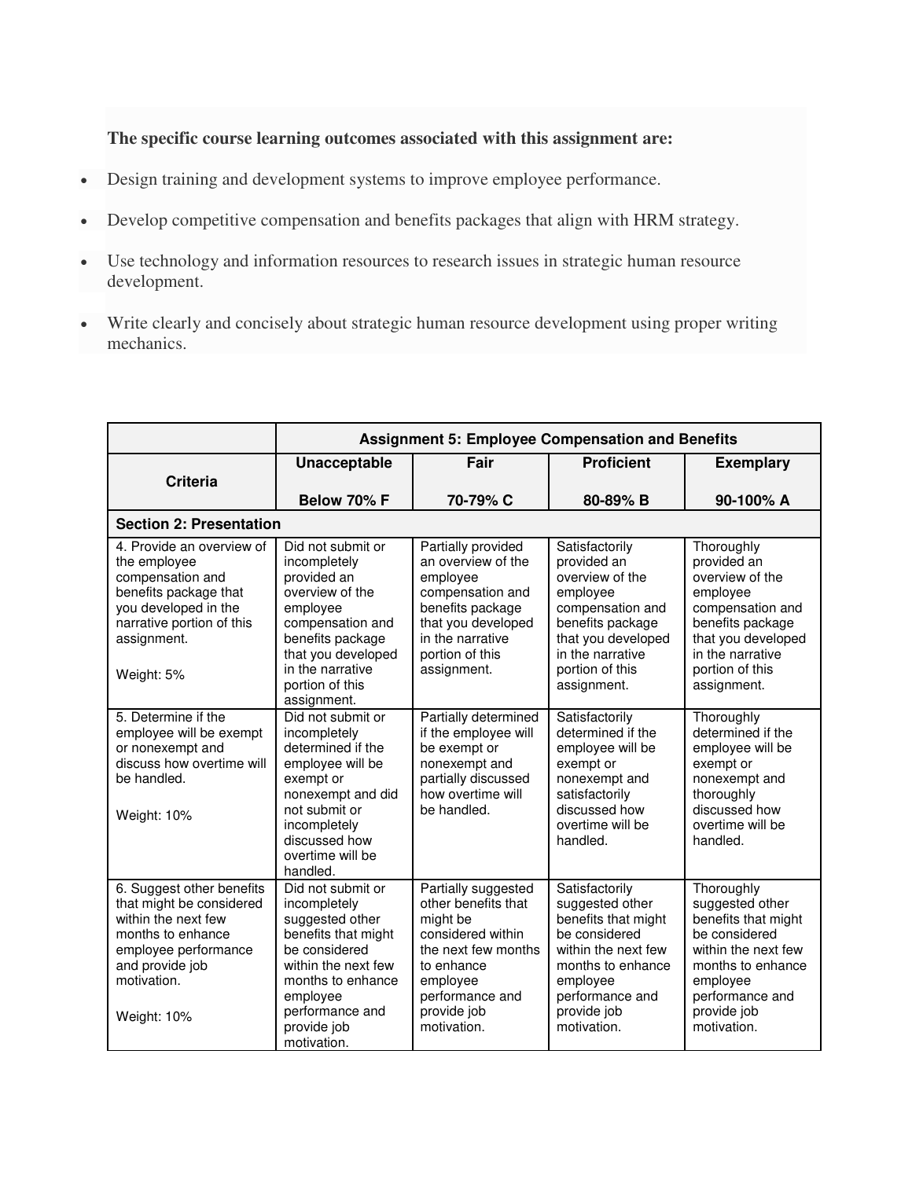**The specific course learning outcomes associated with this assignment are:**

- Design training and development systems to improve employee performance.
- Develop competitive compensation and benefits packages that align with HRM strategy.
- Use technology and information resources to research issues in strategic human resource development.
- Write clearly and concisely about strategic human resource development using proper writing mechanics.

| | **Assignment 5: Employee Compensation and Benefits** | | | |
|---|---|---|---|---|
| **Criteria** | **Unacceptable**<br><br>**Below 70% F** | **Fair**<br><br>**70-79% C** | **Proficient**<br><br>**80-89% B** | **Exemplary**<br><br>**90-100% A** |
| **Section 2: Presentation** | | | | |
| 4. Provide an overview of the employee compensation and benefits package that you developed in the narrative portion of this assignment.<br><br>Weight: 5% | Did not submit or incompletely provided an overview of the employee compensation and benefits package that you developed in the narrative portion of this assignment. | Partially provided an overview of the employee compensation and benefits package that you developed in the narrative portion of this assignment. | Satisfactorily provided an overview of the employee compensation and benefits package that you developed in the narrative portion of this assignment. | Thoroughly provided an overview of the employee compensation and benefits package that you developed in the narrative portion of this assignment. |
| 5. Determine if the employee will be exempt or nonexempt and discuss how overtime will be handled.<br><br>Weight: 10% | Did not submit or incompletely determined if the employee will be exempt or nonexempt and did not submit or incompletely discussed how overtime will be handled. | Partially determined if the employee will be exempt or nonexempt and partially discussed how overtime will be handled. | Satisfactorily determined if the employee will be exempt or nonexempt and satisfactorily discussed how overtime will be handled. | Thoroughly determined if the employee will be exempt or nonexempt and thoroughly discussed how overtime will be handled. |
| 6. Suggest other benefits that might be considered within the next few months to enhance employee performance and provide job motivation.<br><br>Weight: 10% | Did not submit or incompletely suggested other benefits that might be considered within the next few months to enhance employee performance and provide job motivation. | Partially suggested other benefits that might be considered within the next few months to enhance employee performance and provide job motivation. | Satisfactorily suggested other benefits that might be considered within the next few months to enhance employee performance and provide job motivation. | Thoroughly suggested other benefits that might be considered within the next few months to enhance employee performance and provide job motivation. |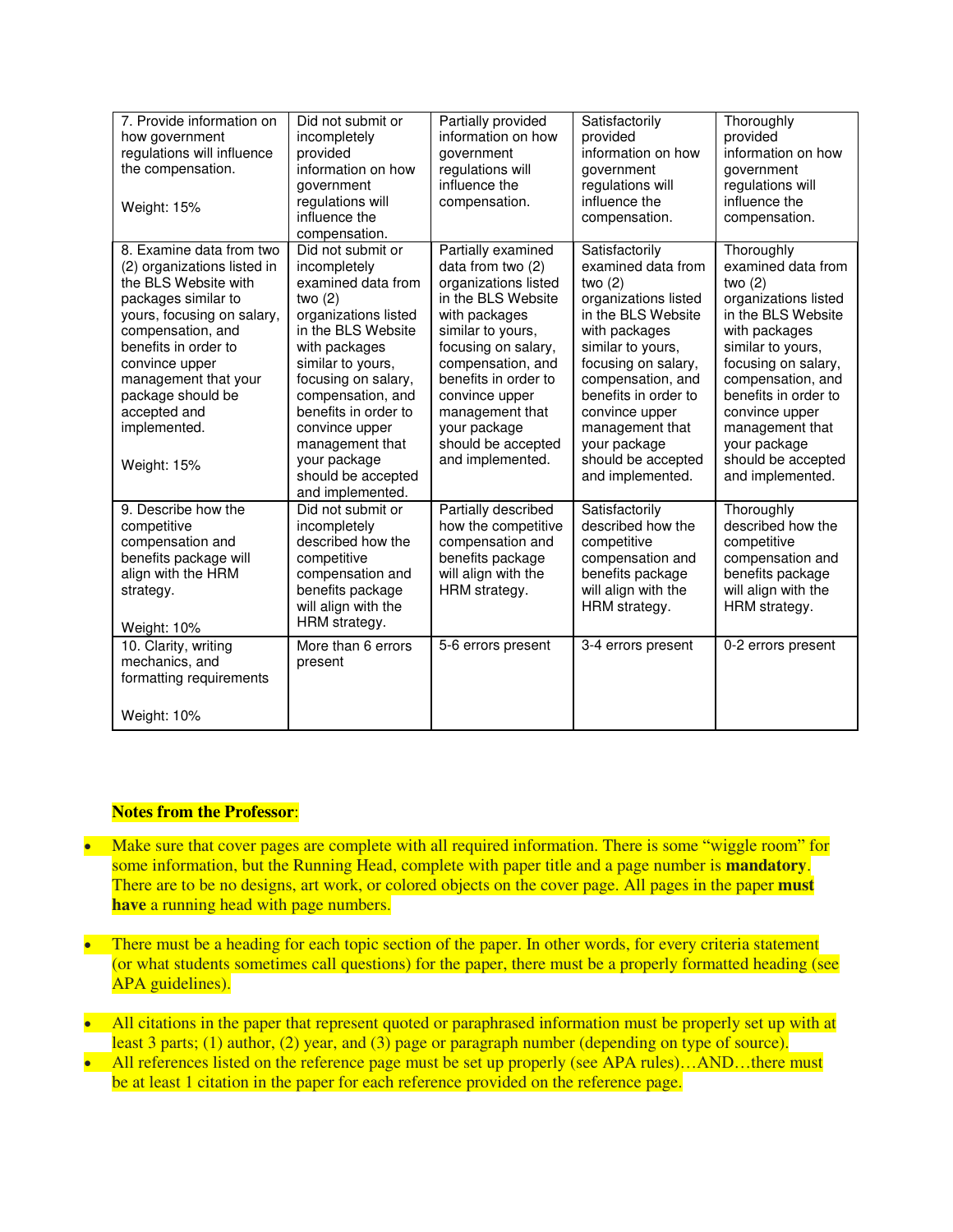| 7. Provide information on how government regulations will influence the compensation.<br><br>Weight: 15% | Did not submit or incompletely provided information on how government regulations will influence the compensation. | Partially provided information on how government regulations will influence the compensation. | Satisfactorily provided information on how government regulations will influence the compensation. | Thoroughly provided information on how government regulations will influence the compensation. |
|---|---|---|---|---|
| 8. Examine data from two (2) organizations listed in the BLS Website with packages similar to yours, focusing on salary, compensation, and benefits in order to convince upper management that your package should be accepted and implemented.<br><br>Weight: 15% | Did not submit or incompletely examined data from two (2) organizations listed in the BLS Website with packages similar to yours, focusing on salary, compensation, and benefits in order to convince upper management that your package should be accepted and implemented. | Partially examined data from two (2) organizations listed in the BLS Website with packages similar to yours, focusing on salary, compensation, and benefits in order to convince upper management that your package should be accepted and implemented. | Satisfactorily examined data from two (2) organizations listed in the BLS Website with packages similar to yours, focusing on salary, compensation, and benefits in order to convince upper management that your package should be accepted and implemented. | Thoroughly examined data from two (2) organizations listed in the BLS Website with packages similar to yours, focusing on salary, compensation, and benefits in order to convince upper management that your package should be accepted and implemented. |
| 9. Describe how the competitive compensation and benefits package will align with the HRM strategy.<br><br>Weight: 10% | Did not submit or incompletely described how the competitive compensation and benefits package will align with the HRM strategy. | Partially described how the competitive compensation and benefits package will align with the HRM strategy. | Satisfactorily described how the competitive compensation and benefits package will align with the HRM strategy. | Thoroughly described how the competitive compensation and benefits package will align with the HRM strategy. |
| 10. Clarity, writing mechanics, and formatting requirements<br><br>Weight: 10% | More than 6 errors present | 5-6 errors present | 3-4 errors present | 0-2 errors present |

**Notes from the Professor**:

- Make sure that cover pages are complete with all required information. There is some "wiggle room" for some information, but the Running Head, complete with paper title and a page number is **mandatory**. There are to be no designs, art work, or colored objects on the cover page. All pages in the paper **must have** a running head with page numbers.

- There must be a heading for each topic section of the paper. In other words, for every criteria statement (or what students sometimes call questions) for the paper, there must be a properly formatted heading (see APA guidelines).

- All citations in the paper that represent quoted or paraphrased information must be properly set up with at least 3 parts; (1) author, (2) year, and (3) page or paragraph number (depending on type of source).
- All references listed on the reference page must be set up properly (see APA rules)…AND…there must be at least 1 citation in the paper for each reference provided on the reference page.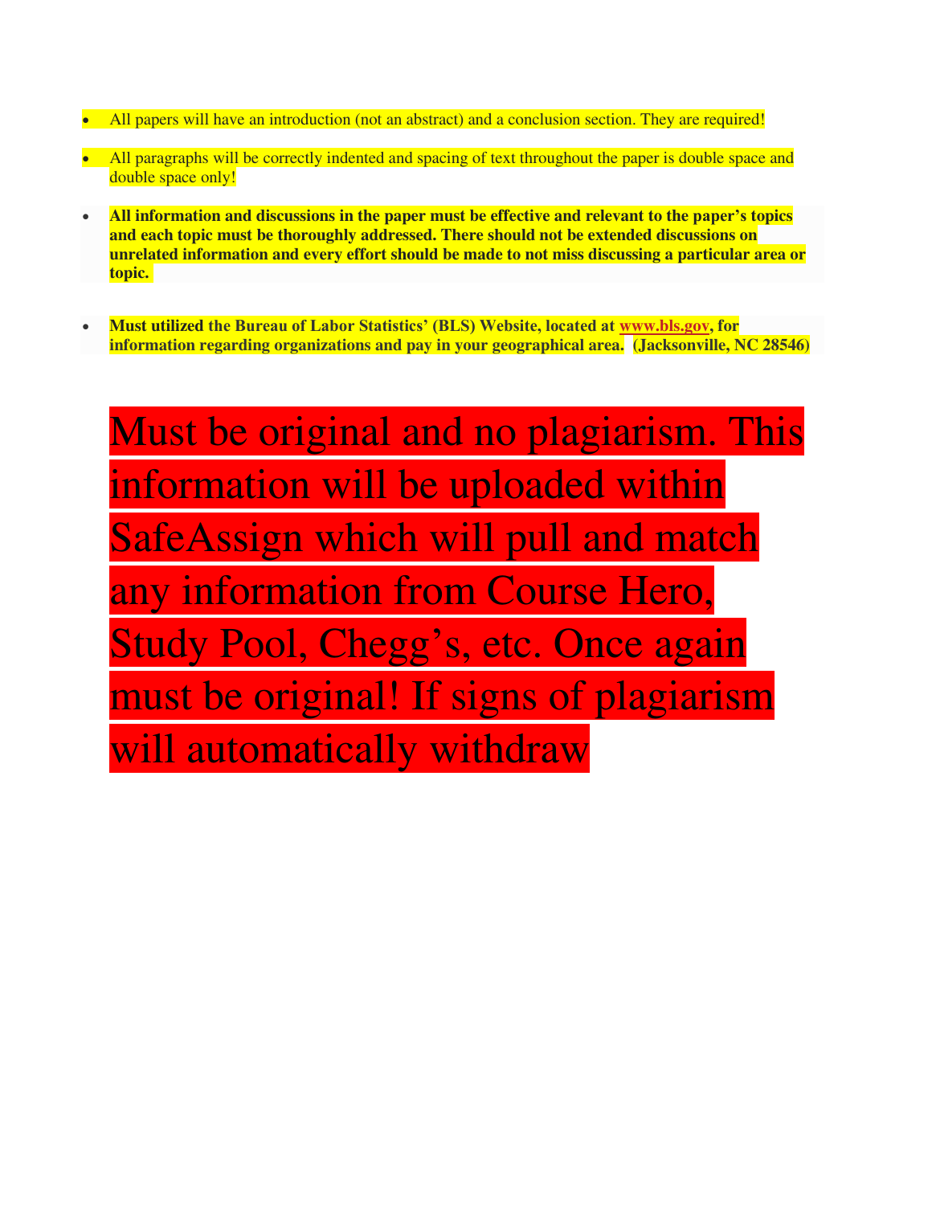- All papers will have an introduction (not an abstract) and a conclusion section. They are required!
- All paragraphs will be correctly indented and spacing of text throughout the paper is double space and double space only!
- **All information and discussions in the paper must be effective and relevant to the paper's topics and each topic must be thoroughly addressed. There should not be extended discussions on unrelated information and every effort should be made to not miss discussing a particular area or topic.**
- **Must utilized the Bureau of Labor Statistics' (BLS) Website, located at www.bls.gov, for information regarding organizations and pay in your geographical area. (Jacksonville, NC 28546)**

Must be original and no plagiarism. This information will be uploaded within SafeAssign which will pull and match any information from Course Hero, Study Pool, Chegg's, etc. Once again must be original! If signs of plagiarism will automatically withdraw